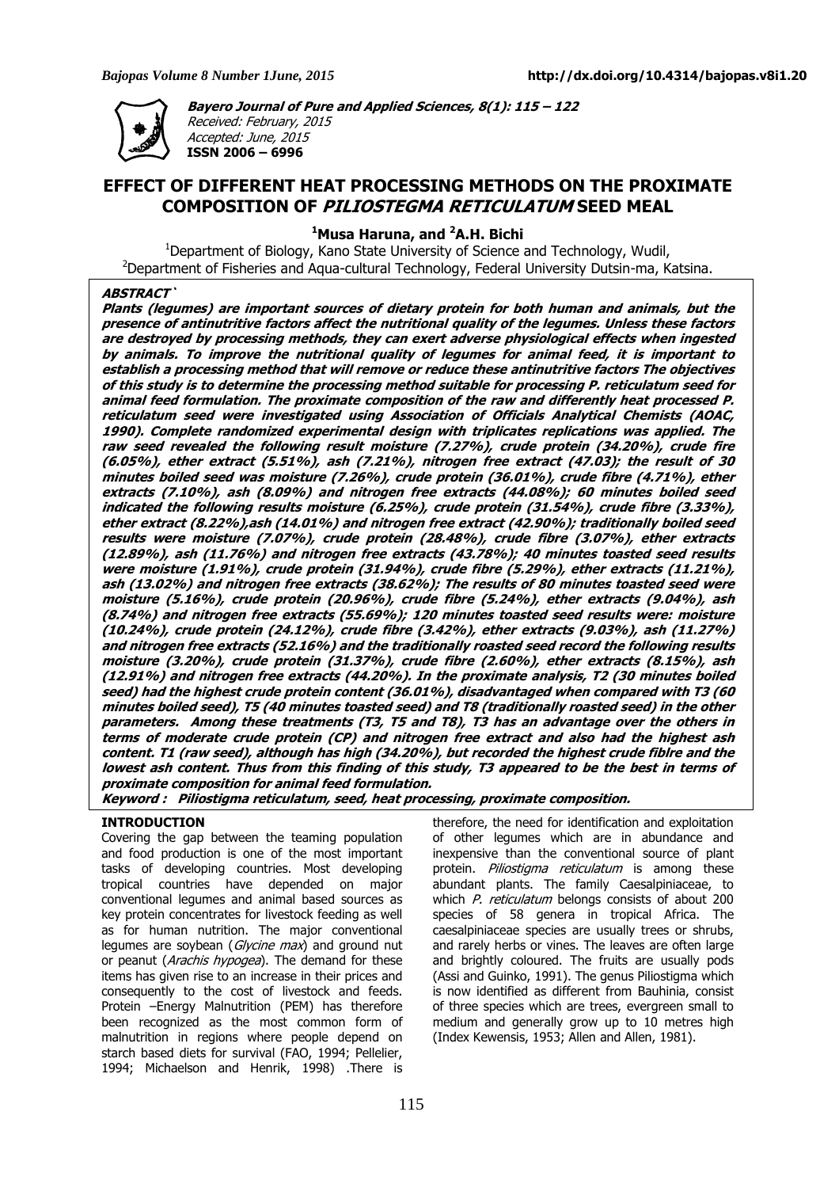**Bayero Journal of Pure and Applied Sciences, 8(1): 115 – 122**
*Received: February, 2015*
*Accepted: June, 2015*
**ISSN 2006 – 6996**

# EFFECT OF DIFFERENT HEAT PROCESSING METHODS ON THE PROXIMATE COMPOSITION OF *PILIOSTEGMA RETICULATUM* SEED MEAL

**[1]Musa Haruna, and [2]A.H. Bichi**

[1]Department of Biology, Kano State University of Science and Technology, Wudil,
[2]Department of Fisheries and Aqua-cultural Technology, Federal University Dutsin-ma, Katsina.

## ABSTRACT `

**Plants (legumes) are important sources of dietary protein for both human and animals, but the presence of antinutritive factors affect the nutritional quality of the legumes. Unless these factors are destroyed by processing methods, they can exert adverse physiological effects when ingested by animals. To improve the nutritional quality of legumes for animal feed, it is important to establish a processing method that will remove or reduce these antinutritive factors The objectives of this study is to determine the processing method suitable for processing P. reticulatum seed for animal feed formulation. The proximate composition of the raw and differently heat processed P. reticulatum seed were investigated using Association of Officials Analytical Chemists (AOAC, 1990). Complete randomized experimental design with triplicates replications was applied. The raw seed revealed the following result moisture (7.27%), crude protein (34.20%), crude fire (6.05%), ether extract (5.51%), ash (7.21%), nitrogen free extract (47.03); the result of 30 minutes boiled seed was moisture (7.26%), crude protein (36.01%), crude fibre (4.71%), ether extracts (7.10%), ash (8.09%) and nitrogen free extracts (44.08%); 60 minutes boiled seed indicated the following results moisture (6.25%), crude protein (31.54%), crude fibre (3.33%), ether extract (8.22%),ash (14.01%) and nitrogen free extract (42.90%); traditionally boiled seed results were moisture (7.07%), crude protein (28.48%), crude fibre (3.07%), ether extracts (12.89%), ash (11.76%) and nitrogen free extracts (43.78%); 40 minutes toasted seed results were moisture (1.91%), crude protein (31.94%), crude fibre (5.29%), ether extracts (11.21%), ash (13.02%) and nitrogen free extracts (38.62%); The results of 80 minutes toasted seed were moisture (5.16%), crude protein (20.96%), crude fibre (5.24%), ether extracts (9.04%), ash (8.74%) and nitrogen free extracts (55.69%); 120 minutes toasted seed results were: moisture (10.24%), crude protein (24.12%), crude fibre (3.42%), ether extracts (9.03%), ash (11.27%) and nitrogen free extracts (52.16%) and the traditionally roasted seed record the following results moisture (3.20%), crude protein (31.37%), crude fibre (2.60%), ether extracts (8.15%), ash (12.91%) and nitrogen free extracts (44.20%). In the proximate analysis, T2 (30 minutes boiled seed) had the highest crude protein content (36.01%), disadvantaged when compared with T3 (60 minutes boiled seed), T5 (40 minutes toasted seed) and T8 (traditionally roasted seed) in the other parameters. Among these treatments (T3, T5 and T8), T3 has an advantage over the others in terms of moderate crude protein (CP) and nitrogen free extract and also had the highest ash content. T1 (raw seed), although has high (34.20%), but recorded the highest crude fiblre and the lowest ash content. Thus from this finding of this study, T3 appeared to be the best in terms of proximate composition for animal feed formulation.**

**Keyword : Piliostigma reticulatum, seed, heat processing, proximate composition.**

## INTRODUCTION

Covering the gap between the teaming population and food production is one of the most important tasks of developing countries. Most developing tropical countries have depended on major conventional legumes and animal based sources as key protein concentrates for livestock feeding as well as for human nutrition. The major conventional legumes are soybean (*Glycine max*) and ground nut or peanut (*Arachis hypogea*). The demand for these items has given rise to an increase in their prices and consequently to the cost of livestock and feeds. Protein –Energy Malnutrition (PEM) has therefore been recognized as the most common form of malnutrition in regions where people depend on starch based diets for survival (FAO, 1994; Pellelier, 1994; Michaelson and Henrik, 1998) .There is therefore, the need for identification and exploitation of other legumes which are in abundance and inexpensive than the conventional source of plant protein. *Piliostigma reticulatum* is among these abundant plants. The family Caesalpiniaceae, to which *P. reticulatum* belongs consists of about 200 species of 58 genera in tropical Africa. The caesalpiniaceae species are usually trees or shrubs, and rarely herbs or vines. The leaves are often large and brightly coloured. The fruits are usually pods (Assi and Guinko, 1991). The genus Piliostigma which is now identified as different from Bauhinia, consist of three species which are trees, evergreen small to medium and generally grow up to 10 metres high (Index Kewensis, 1953; Allen and Allen, 1981).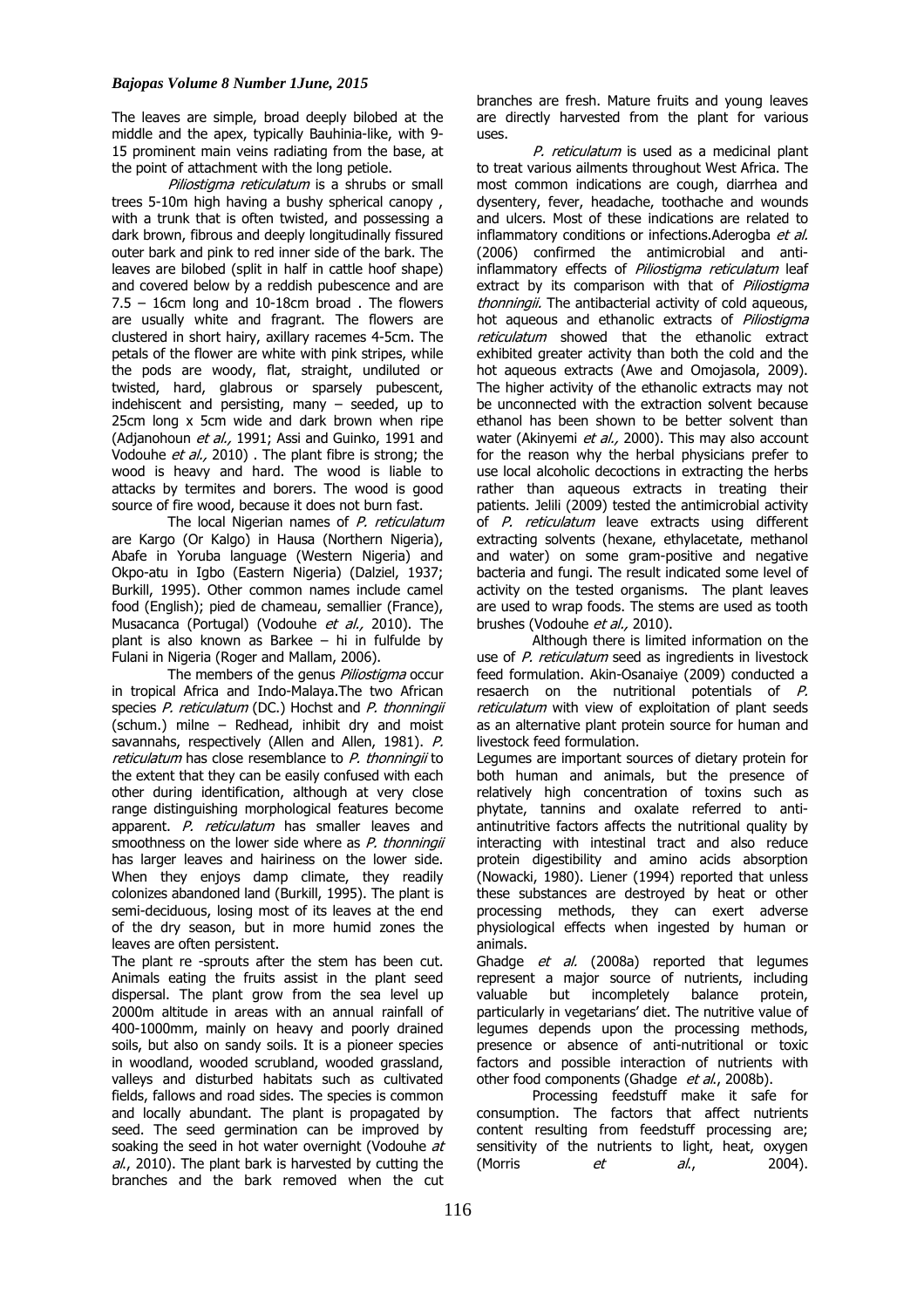The leaves are simple, broad deeply bilobed at the middle and the apex, typically Bauhinia-like, with 9-15 prominent main veins radiating from the base, at the point of attachment with the long petiole.

*Piliostigma reticulatum* is a shrubs or small trees 5-10m high having a bushy spherical canopy , with a trunk that is often twisted, and possessing a dark brown, fibrous and deeply longitudinally fissured outer bark and pink to red inner side of the bark. The leaves are bilobed (split in half in cattle hoof shape) and covered below by a reddish pubescence and are 7.5 – 16cm long and 10-18cm broad . The flowers are usually white and fragrant. The flowers are clustered in short hairy, axillary racemes 4-5cm. The petals of the flower are white with pink stripes, while the pods are woody, flat, straight, undiluted or twisted, hard, glabrous or sparsely pubescent, indehiscent and persisting, many – seeded, up to 25cm long x 5cm wide and dark brown when ripe (Adjanohoun *et al.,* 1991; Assi and Guinko, 1991 and Vodouhe *et al.,* 2010) . The plant fibre is strong; the wood is heavy and hard. The wood is liable to attacks by termites and borers. The wood is good source of fire wood, because it does not burn fast.

The local Nigerian names of *P. reticulatum* are Kargo (Or Kalgo) in Hausa (Northern Nigeria), Abafe in Yoruba language (Western Nigeria) and Okpo-atu in Igbo (Eastern Nigeria) (Dalziel, 1937; Burkill, 1995). Other common names include camel food (English); pied de chameau, semallier (France), Musacanca (Portugal) (Vodouhe *et al.,* 2010). The plant is also known as Barkee – hi in fulfulde by Fulani in Nigeria (Roger and Mallam, 2006).

The members of the genus *Piliostigma* occur in tropical Africa and Indo-Malaya.The two African species *P. reticulatum* (DC.) Hochst and *P. thonningii* (schum.) milne – Redhead, inhibit dry and moist savannahs, respectively (Allen and Allen, 1981). *P. reticulatum* has close resemblance to *P. thonningii* to the extent that they can be easily confused with each other during identification, although at very close range distinguishing morphological features become apparent. *P. reticulatum* has smaller leaves and smoothness on the lower side where as *P. thonningii* has larger leaves and hairiness on the lower side. When they enjoys damp climate, they readily colonizes abandoned land (Burkill, 1995). The plant is semi-deciduous, losing most of its leaves at the end of the dry season, but in more humid zones the leaves are often persistent.

The plant re -sprouts after the stem has been cut. Animals eating the fruits assist in the plant seed dispersal. The plant grow from the sea level up 2000m altitude in areas with an annual rainfall of 400-1000mm, mainly on heavy and poorly drained soils, but also on sandy soils. It is a pioneer species in woodland, wooded scrubland, wooded grassland, valleys and disturbed habitats such as cultivated fields, fallows and road sides. The species is common and locally abundant. The plant is propagated by seed. The seed germination can be improved by soaking the seed in hot water overnight (Vodouhe *at al.*, 2010). The plant bark is harvested by cutting the branches and the bark removed when the cut branches are fresh. Mature fruits and young leaves are directly harvested from the plant for various uses.

*P. reticulatum* is used as a medicinal plant to treat various ailments throughout West Africa. The most common indications are cough, diarrhea and dysentery, fever, headache, toothache and wounds and ulcers. Most of these indications are related to inflammatory conditions or infections.Aderogba *et al.* (2006) confirmed the antimicrobial and anti-inflammatory effects of *Piliostigma reticulatum* leaf extract by its comparison with that of *Piliostigma thonningii.* The antibacterial activity of cold aqueous, hot aqueous and ethanolic extracts of *Piliostigma reticulatum* showed that the ethanolic extract exhibited greater activity than both the cold and the hot aqueous extracts (Awe and Omojasola, 2009). The higher activity of the ethanolic extracts may not be unconnected with the extraction solvent because ethanol has been shown to be better solvent than water (Akinyemi *et al.,* 2000). This may also account for the reason why the herbal physicians prefer to use local alcoholic decoctions in extracting the herbs rather than aqueous extracts in treating their patients. Jelili (2009) tested the antimicrobial activity of *P. reticulatum* leave extracts using different extracting solvents (hexane, ethylacetate, methanol and water) on some gram-positive and negative bacteria and fungi. The result indicated some level of activity on the tested organisms. The plant leaves are used to wrap foods. The stems are used as tooth brushes (Vodouhe *et al.,* 2010).

Although there is limited information on the use of *P. reticulatum* seed as ingredients in livestock feed formulation. Akin-Osanaiye (2009) conducted a resaerch on the nutritional potentials of *P. reticulatum* with view of exploitation of plant seeds as an alternative plant protein source for human and livestock feed formulation.

Legumes are important sources of dietary protein for both human and animals, but the presence of relatively high concentration of toxins such as phytate, tannins and oxalate referred to anti-antinutritive factors affects the nutritional quality by interacting with intestinal tract and also reduce protein digestibility and amino acids absorption (Nowacki, 1980). Liener (1994) reported that unless these substances are destroyed by heat or other processing methods, they can exert adverse physiological effects when ingested by human or animals.

Ghadge *et al.* (2008a) reported that legumes represent a major source of nutrients, including valuable but incompletely balance protein, particularly in vegetarians' diet. The nutritive value of legumes depends upon the processing methods, presence or absence of anti-nutritional or toxic factors and possible interaction of nutrients with other food components (Ghadge *et al.*, 2008b).

Processing feedstuff make it safe for consumption. The factors that affect nutrients content resulting from feedstuff processing are; sensitivity of the nutrients to light, heat, oxygen (Morris *et al.*, 2004).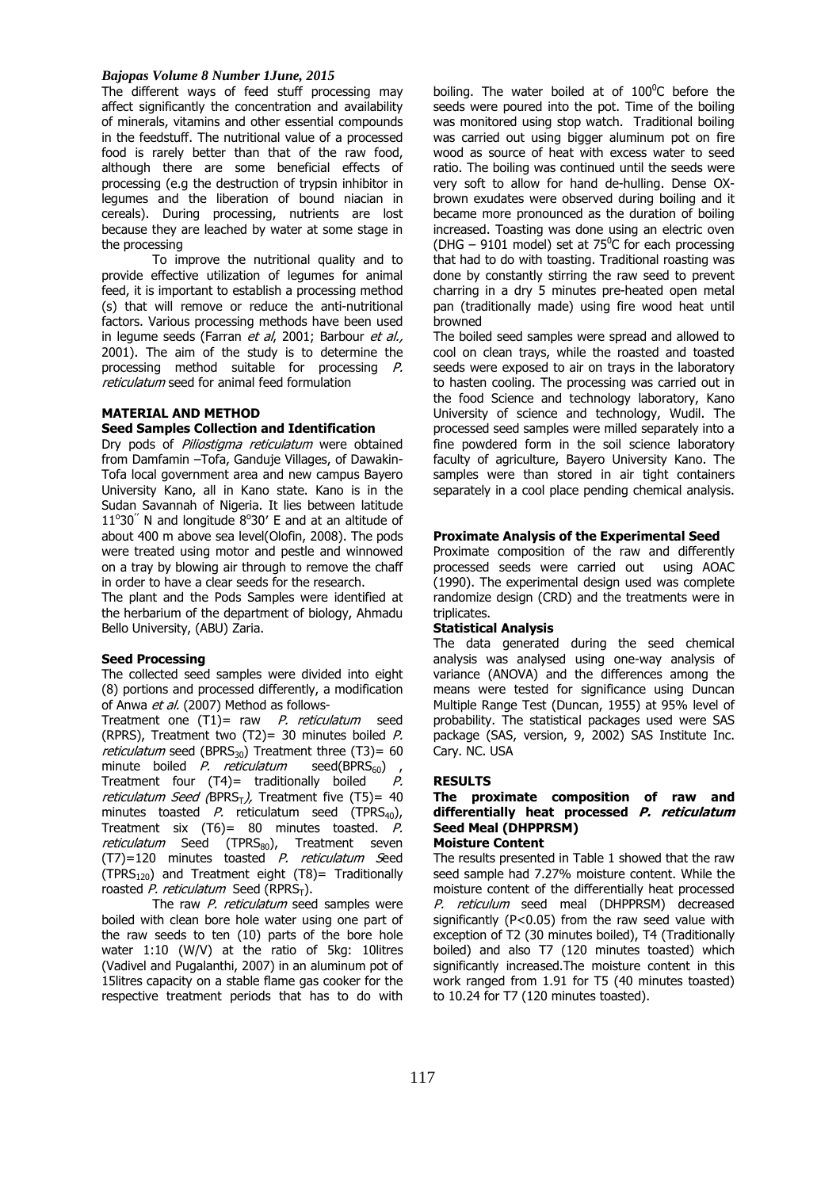The different ways of feed stuff processing may affect significantly the concentration and availability of minerals, vitamins and other essential compounds in the feedstuff. The nutritional value of a processed food is rarely better than that of the raw food, although there are some beneficial effects of processing (e.g the destruction of trypsin inhibitor in legumes and the liberation of bound niacian in cereals). During processing, nutrients are lost because they are leached by water at some stage in the processing

To improve the nutritional quality and to provide effective utilization of legumes for animal feed, it is important to establish a processing method (s) that will remove or reduce the anti-nutritional factors. Various processing methods have been used in legume seeds (Farran *et al*, 2001; Barbour *et al.,* 2001). The aim of the study is to determine the processing method suitable for processing *P. reticulatum* seed for animal feed formulation

## MATERIAL AND METHOD

### Seed Samples Collection and Identification

Dry pods of *Piliostigma reticulatum* were obtained from Damfamin –Tofa, Ganduje Villages, of Dawakin-Tofa local government area and new campus Bayero University Kano, all in Kano state. Kano is in the Sudan Savannah of Nigeria. It lies between latitude 11°30′′ N and longitude 8°30′ E and at an altitude of about 400 m above sea level(Olofin, 2008). The pods were treated using motor and pestle and winnowed on a tray by blowing air through to remove the chaff in order to have a clear seeds for the research.

The plant and the Pods Samples were identified at the herbarium of the department of biology, Ahmadu Bello University, (ABU) Zaria.

### Seed Processing

The collected seed samples were divided into eight (8) portions and processed differently, a modification of Anwa *et al.* (2007) Method as follows-

Treatment one (T1)= raw *P. reticulatum* seed (RPRS), Treatment two (T2)= 30 minutes boiled *P. reticulatum* seed ($BPRS_{30}$) Treatment three (T3)= 60 minute boiled *P. reticulatum* seed($BPRS_{60}$) , Treatment four (T4)= traditionally boiled *P. reticulatum Seed* ($BPRS_T$), Treatment five (T5)= 40 minutes toasted *P.* reticulatum seed ($TPRS_{40}$), Treatment six (T6)= 80 minutes toasted. *P. reticulatum* Seed ($TPRS_{80}$), Treatment seven (T7)=120 minutes toasted *P. reticulatum S*eed ($TPRS_{120}$) and Treatment eight (T8)= Traditionally roasted *P. reticulatum* Seed ($RPRS_T$).

The raw *P. reticulatum* seed samples were boiled with clean bore hole water using one part of the raw seeds to ten (10) parts of the bore hole water 1:10 (W/V) at the ratio of 5kg: 10litres (Vadivel and Pugalanthi, 2007) in an aluminum pot of 15litres capacity on a stable flame gas cooker for the respective treatment periods that has to do with boiling. The water boiled at of 100°C before the seeds were poured into the pot. Time of the boiling was monitored using stop watch. Traditional boiling was carried out using bigger aluminum pot on fire wood as source of heat with excess water to seed ratio. The boiling was continued until the seeds were very soft to allow for hand de-hulling. Dense OX-brown exudates were observed during boiling and it became more pronounced as the duration of boiling increased. Toasting was done using an electric oven (DHG – 9101 model) set at 75°C for each processing that had to do with toasting. Traditional roasting was done by constantly stirring the raw seed to prevent charring in a dry 5 minutes pre-heated open metal pan (traditionally made) using fire wood heat until browned

The boiled seed samples were spread and allowed to cool on clean trays, while the roasted and toasted seeds were exposed to air on trays in the laboratory to hasten cooling. The processing was carried out in the food Science and technology laboratory, Kano University of science and technology, Wudil. The processed seed samples were milled separately into a fine powdered form in the soil science laboratory faculty of agriculture, Bayero University Kano. The samples were than stored in air tight containers separately in a cool place pending chemical analysis.

### Proximate Analysis of the Experimental Seed

Proximate composition of the raw and differently processed seeds were carried out using AOAC (1990). The experimental design used was complete randomize design (CRD) and the treatments were in triplicates.

### Statistical Analysis

The data generated during the seed chemical analysis was analysed using one-way analysis of variance (ANOVA) and the differences among the means were tested for significance using Duncan Multiple Range Test (Duncan, 1955) at 95% level of probability. The statistical packages used were SAS package (SAS, version, 9, 2002) SAS Institute Inc. Cary. NC. USA

## RESULTS

### The proximate composition of raw and differentially heat processed *P. reticulatum* Seed Meal (DHPPRSM)

#### Moisture Content

The results presented in Table 1 showed that the raw seed sample had 7.27% moisture content. While the moisture content of the differentially heat processed *P. reticulum* seed meal (DHPPRSM) decreased significantly ($P<0.05$) from the raw seed value with exception of T2 (30 minutes boiled), T4 (Traditionally boiled) and also T7 (120 minutes toasted) which significantly increased.The moisture content in this work ranged from 1.91 for T5 (40 minutes toasted) to 10.24 for T7 (120 minutes toasted).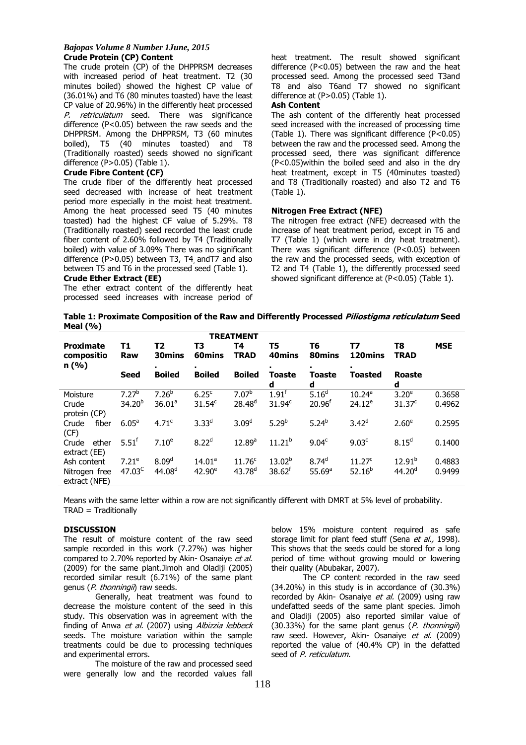### Crude Protein (CP) Content

The crude protein (CP) of the DHPPRSM decreases with increased period of heat treatment. T2 (30 minutes boiled) showed the highest CP value of (36.01%) and T6 (80 minutes toasted) have the least CP value of 20.96%) in the differently heat processed *P. retriculatum* seed. There was significance difference ($P<0.05$) between the raw seeds and the DHPPRSM. Among the DHPPRSM, T3 (60 minutes boiled), T5 (40 minutes toasted) and T8 (Traditionally roasted) seeds showed no significant difference ($P>0.05$) (Table 1).

### Crude Fibre Content (CF)

The crude fiber of the differently heat processed seed decreased with increase of heat treatment period more especially in the moist heat treatment. Among the heat processed seed T5 (40 minutes toasted) had the highest CF value of 5.29%. T8 (Traditionally roasted) seed recorded the least crude fiber content of 2.60% followed by T4 (Traditionally boiled) with value of 3.09% There was no significant difference ($P>0.05$) between T3, T4 andT7 and also between T5 and T6 in the processed seed (Table 1).

### Crude Ether Extract (EE)

The ether extract content of the differently heat processed seed increases with increase period of heat treatment. The result showed significant difference ($P<0.05$) between the raw and the heat processed seed. Among the processed seed T3and T8 and also T6and T7 showed no significant difference at ($P>0.05$) (Table 1).

### Ash Content

The ash content of the differently heat processed seed increased with the increased of processing time (Table 1). There was significant difference ($P<0.05$) between the raw and the processed seed. Among the processed seed, there was significant difference ($P<0.05$)within the boiled seed and also in the dry heat treatment, except in T5 (40minutes toasted) and T8 (Traditionally roasted) and also T2 and T6 (Table 1).

### Nitrogen Free Extract (NFE)

The nitrogen free extract (NFE) decreased with the increase of heat treatment period, except in T6 and T7 (Table 1) (which were in dry heat treatment). There was significant difference ($P<0.05$) between the raw and the processed seeds, with exception of T2 and T4 (Table 1), the differently processed seed showed significant difference at ($P<0.05$) (Table 1).

**Table 1: Proximate Composition of the Raw and Differently Processed *Piliostigma reticulatum* Seed Meal (%)**

| | TREATMENT | | | | | | | | |
|---|---|---|---|---|---|---|---|---|---|
| **Proximate composition (%)** | **T1 Raw Seed** | **T2 30mins. Boiled** | **T3 60mins. Boiled** | **T4 TRAD Boiled** | **T5 40mins. Toasted** | **T6 80mins. Toasted** | **T7 120mins. Toasted** | **T8 TRAD Roasted** | **MSE** |
| Moisture | $7.27^{b}$ | $7.26^{b}$ | $6.25^{c}$ | $7.07^{b}$ | $1.91^{f}$ | $5.16^{d}$ | $10.24^{a}$ | $3.20^{e}$ | 0.3658 |
| Crude protein (CP) | $34.20^{b}$ | $36.01^{a}$ | $31.54^{c}$ | $28.48^{d}$ | $31.94^{c}$ | $20.96^{f}$ | $24.12^{e}$ | $31.37^{c}$ | 0.4962 |
| Crude fiber (CF) | $6.05^{a}$ | $4.71^{c}$ | $3.33^{d}$ | $3.09^{d}$ | $5.29^{b}$ | $5.24^{b}$ | $3.42^{d}$ | $2.60^{e}$ | 0.2595 |
| Crude ether extract (EE) | $5.51^{f}$ | $7.10^{e}$ | $8.22^{d}$ | $12.89^{a}$ | $11.21^{b}$ | $9.04^{c}$ | $9.03^{c}$ | $8.15^{d}$ | 0.1400 |
| Ash content | $7.21^{e}$ | $8.09^{d}$ | $14.01^{a}$ | $11.76^{c}$ | $13.02^{b}$ | $8.74^{d}$ | $11.27^{c}$ | $12.91^{b}$ | 0.4883 |
| Nitrogen free extract (NFE) | $47.03^{C}$ | $44.08^{d}$ | $42.90^{e}$ | $43.78^{d}$ | $38.62^{f}$ | $55.69^{a}$ | $52.16^{b}$ | $44.20^{d}$ | 0.9499 |

Means with the same letter within a row are not significantly different with DMRT at 5% level of probability.
TRAD = Traditionally

## DISCUSSION

The result of moisture content of the raw seed sample recorded in this work (7.27%) was higher compared to 2.70% reported by Akin- Osanaiye *et al.* (2009) for the same plant.Jimoh and Oladiji (2005) recorded similar result (6.71%) of the same plant genus (*P. thonningii*) raw seeds.

Generally, heat treatment was found to decrease the moisture content of the seed in this study. This observation was in agreement with the finding of Anwa *et al.* (2007) using *Albizzia lebbeck* seeds. The moisture variation within the sample treatments could be due to processing techniques and experimental errors.

The moisture of the raw and processed seed were generally low and the recorded values fall below 15% moisture content required as safe storage limit for plant feed stuff (Sena *et al.,* 1998). This shows that the seeds could be stored for a long period of time without growing mould or lowering their quality (Abubakar, 2007).

The CP content recorded in the raw seed (34.20%) in this study is in accordance of (30.3%) recorded by Akin- Osanaiye *et al.* (2009) using raw undefatted seeds of the same plant species. Jimoh and Oladiji (2005) also reported similar value of (30.33%) for the same plant genus (*P. thonningii*) raw seed. However, Akin- Osanaiye *et al.* (2009) reported the value of (40.4% CP) in the defatted seed of *P. reticulatum.*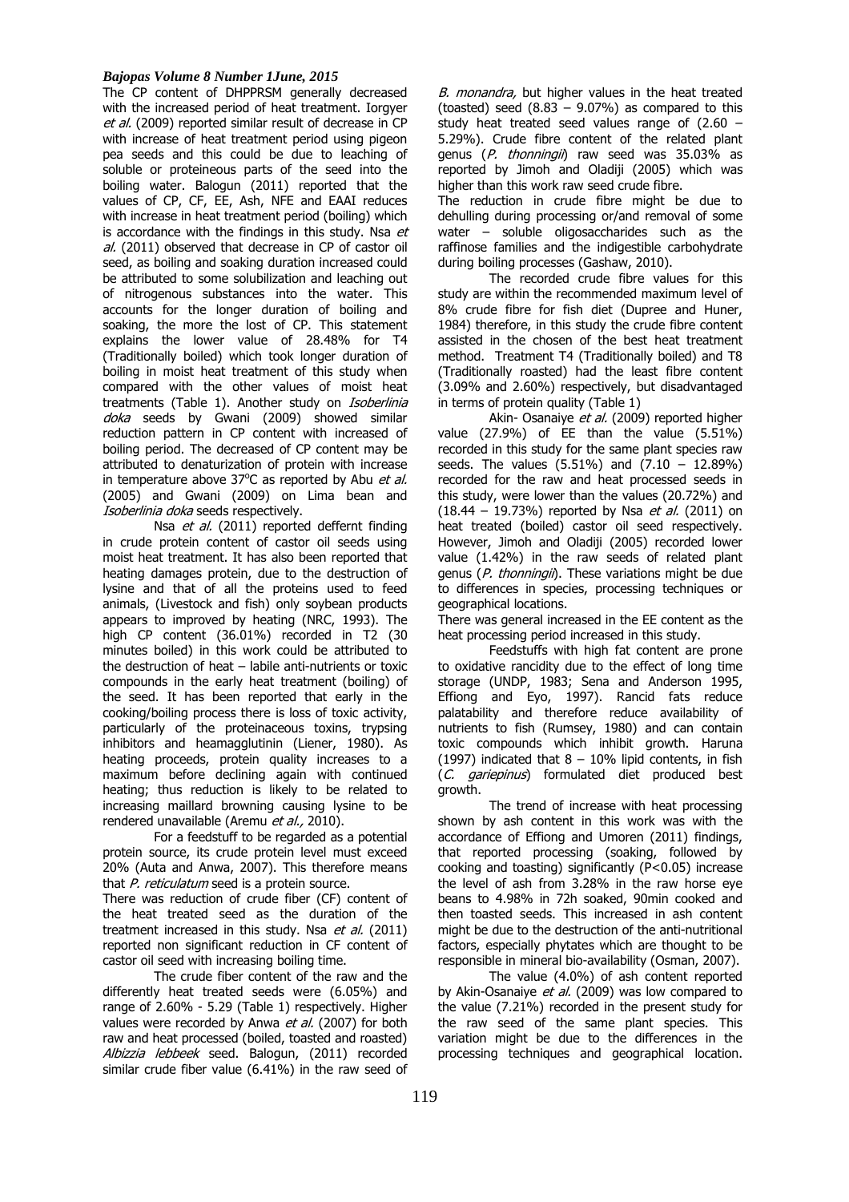The CP content of DHPPRSM generally decreased with the increased period of heat treatment. Iorgyer *et al.* (2009) reported similar result of decrease in CP with increase of heat treatment period using pigeon pea seeds and this could be due to leaching of soluble or proteineous parts of the seed into the boiling water. Balogun (2011) reported that the values of CP, CF, EE, Ash, NFE and EAAI reduces with increase in heat treatment period (boiling) which is accordance with the findings in this study. Nsa *et al.* (2011) observed that decrease in CP of castor oil seed, as boiling and soaking duration increased could be attributed to some solubilization and leaching out of nitrogenous substances into the water. This accounts for the longer duration of boiling and soaking, the more the lost of CP. This statement explains the lower value of 28.48% for T4 (Traditionally boiled) which took longer duration of boiling in moist heat treatment of this study when compared with the other values of moist heat treatments (Table 1). Another study on *Isoberlinia doka* seeds by Gwani (2009) showed similar reduction pattern in CP content with increased of boiling period. The decreased of CP content may be attributed to denaturization of protein with increase in temperature above 37°C as reported by Abu *et al.* (2005) and Gwani (2009) on Lima bean and *Isoberlinia doka* seeds respectively.

Nsa *et al.* (2011) reported deffernt finding in crude protein content of castor oil seeds using moist heat treatment. It has also been reported that heating damages protein, due to the destruction of lysine and that of all the proteins used to feed animals, (Livestock and fish) only soybean products appears to improved by heating (NRC, 1993). The high CP content (36.01%) recorded in T2 (30 minutes boiled) in this work could be attributed to the destruction of heat – labile anti-nutrients or toxic compounds in the early heat treatment (boiling) of the seed. It has been reported that early in the cooking/boiling process there is loss of toxic activity, particularly of the proteinaceous toxins, trypsing inhibitors and heamagglutinin (Liener, 1980). As heating proceeds, protein quality increases to a maximum before declining again with continued heating; thus reduction is likely to be related to increasing maillard browning causing lysine to be rendered unavailable (Aremu *et al.,* 2010).

For a feedstuff to be regarded as a potential protein source, its crude protein level must exceed 20% (Auta and Anwa, 2007). This therefore means that *P. reticulatum* seed is a protein source.

There was reduction of crude fiber (CF) content of the heat treated seed as the duration of the treatment increased in this study. Nsa *et al.* (2011) reported non significant reduction in CF content of castor oil seed with increasing boiling time.

The crude fiber content of the raw and the differently heat treated seeds were (6.05%) and range of 2.60% - 5.29 (Table 1) respectively. Higher values were recorded by Anwa *et al.* (2007) for both raw and heat processed (boiled, toasted and roasted) *Albizzia lebbeek* seed. Balogun, (2011) recorded similar crude fiber value (6.41%) in the raw seed of *B. monandra,* but higher values in the heat treated (toasted) seed (8.83 – 9.07%) as compared to this study heat treated seed values range of (2.60 – 5.29%). Crude fibre content of the related plant genus (*P. thonningii*) raw seed was 35.03% as reported by Jimoh and Oladiji (2005) which was higher than this work raw seed crude fibre.

The reduction in crude fibre might be due to dehulling during processing or/and removal of some water – soluble oligosaccharides such as the raffinose families and the indigestible carbohydrate during boiling processes (Gashaw, 2010).

The recorded crude fibre values for this study are within the recommended maximum level of 8% crude fibre for fish diet (Dupree and Huner, 1984) therefore, in this study the crude fibre content assisted in the chosen of the best heat treatment method. Treatment T4 (Traditionally boiled) and T8 (Traditionally roasted) had the least fibre content (3.09% and 2.60%) respectively, but disadvantaged in terms of protein quality (Table 1)

Akin- Osanaiye *et al.* (2009) reported higher value (27.9%) of EE than the value (5.51%) recorded in this study for the same plant species raw seeds. The values (5.51%) and (7.10 – 12.89%) recorded for the raw and heat processed seeds in this study, were lower than the values (20.72%) and (18.44 – 19.73%) reported by Nsa *et al.* (2011) on heat treated (boiled) castor oil seed respectively. However, Jimoh and Oladiji (2005) recorded lower value (1.42%) in the raw seeds of related plant genus (*P. thonningii*). These variations might be due to differences in species, processing techniques or geographical locations.

There was general increased in the EE content as the heat processing period increased in this study.

Feedstuffs with high fat content are prone to oxidative rancidity due to the effect of long time storage (UNDP, 1983; Sena and Anderson 1995, Effiong and Eyo, 1997). Rancid fats reduce palatability and therefore reduce availability of nutrients to fish (Rumsey, 1980) and can contain toxic compounds which inhibit growth. Haruna (1997) indicated that 8 – 10% lipid contents, in fish (*C. gariepinus*) formulated diet produced best growth.

The trend of increase with heat processing shown by ash content in this work was with the accordance of Effiong and Umoren (2011) findings, that reported processing (soaking, followed by cooking and toasting) significantly ($P<0.05$) increase the level of ash from 3.28% in the raw horse eye beans to 4.98% in 72h soaked, 90min cooked and then toasted seeds. This increased in ash content might be due to the destruction of the anti-nutritional factors, especially phytates which are thought to be responsible in mineral bio-availability (Osman, 2007).

The value (4.0%) of ash content reported by Akin-Osanaiye *et al.* (2009) was low compared to the value (7.21%) recorded in the present study for the raw seed of the same plant species. This variation might be due to the differences in the processing techniques and geographical location.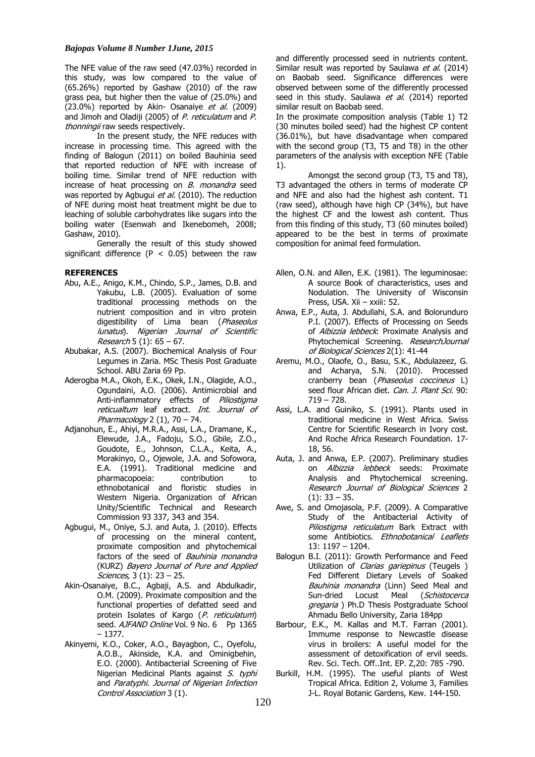The NFE value of the raw seed (47.03%) recorded in this study, was low compared to the value of (65.26%) reported by Gashaw (2010) of the raw grass pea, but higher then the value of (25.0%) and (23.0%) reported by Akin- Osanaiye *et al.* (2009) and Jimoh and Oladiji (2005) of *P. reticulatum* and *P. thonningii* raw seeds respectively.

In the present study, the NFE reduces with increase in processing time. This agreed with the finding of Balogun (2011) on boiled Bauhinia seed that reported reduction of NFE with increase of boiling time. Similar trend of NFE reduction with increase of heat processing on *B. monandra* seed was reported by Agbugui *et al.* (2010). The reduction of NFE during moist heat treatment might be due to leaching of soluble carbohydrates like sugars into the boiling water (Esenwah and Ikenebomeh, 2008; Gashaw, 2010).

Generally the result of this study showed significant difference ($P < 0.05$) between the raw and differently processed seed in nutrients content. Similar result was reported by Saulawa *et al.* (2014) on Baobab seed. Significance differences were observed between some of the differently processed seed in this study. Saulawa *et al.* (2014) reported similar result on Baobab seed.

In the proximate composition analysis (Table 1) T2 (30 minutes boiled seed) had the highest CP content (36.01%), but have disadvantage when compared with the second group (T3, T5 and T8) in the other parameters of the analysis with exception NFE (Table 1).

Amongst the second group (T3, T5 and T8), T3 advantaged the others in terms of moderate CP and NFE and also had the highest ash content. T1 (raw seed), although have high CP (34%), but have the highest CF and the lowest ash content. Thus from this finding of this study, T3 (60 minutes boiled) appeared to be the best in terms of proximate composition for animal feed formulation.

## REFERENCES

Abu, A.E., Anigo, K.M., Chindo, S.P., James, D.B. and Yakubu, L.B. (2005). Evaluation of some traditional processing methods on the nutrient composition and in vitro protein digestibility of Lima bean (*Phaseolus lunatus*). *Nigerian Journal of Scientific Research* 5 (1): 65 – 67.

Abubakar, A.S. (2007). Biochemical Analysis of Four Legumes in Zaria. MSc Thesis Post Graduate School. ABU Zaria 69 Pp.

Aderogba M.A., Okoh, E.K., Okek, I.N., Olagide, A.O., Ogundaini, A.O. (2006). Antimicrobial and Anti-inflammatory effects of *Piliostigma reticualtum* leaf extract. *Int. Journal of Pharmacology* 2 (1), 70 – 74.

Adjanohun, E., Ahiyi, M.R.A., Assi, L.A., Dramane, K., Elewude, J.A., Fadoju, S.O., Gbile, Z.O., Goudote, E., Johnson, C.L.A., Keita, A., Morakinyo, O., Ojewole, J.A. and Sofowora, E.A. (1991). Traditional medicine and pharmacopoeia: contribution to ethnobotanical and floristic studies in Western Nigeria. Organization of African Unity/Scientific Technical and Research Commission 93 337, 343 and 354.

Agbugui, M., Oniye, S.J. and Auta, J. (2010). Effects of processing on the mineral content, proximate composition and phytochemical factors of the seed of *Bauhinia monandra* (KURZ) *Bayero Journal of Pure and Applied Sciences,* 3 (1): 23 – 25.

Akin-Osanaiye, B.C., Agbaji, A.S. and Abdulkadir, O.M. (2009). Proximate composition and the functional properties of defatted seed and protein Isolates of Kargo (*P. reticulatum*) seed. *AJFAND Online* Vol. 9 No. 6 Pp 1365 – 1377.

Akinyemi, K.O., Coker, A.O., Bayagbon, C., Oyefolu, A.O.B., Akinside, K.A. and Ominigbehin, E.O. (2000). Antibacterial Screening of Five Nigerian Medicinal Plants against *S. typhi* and *Paratyphi. Journal of Nigerian Infection Control Association* 3 (1).

Allen, O.N. and Allen, E.K. (1981). The leguminosae: A source Book of characteristics, uses and Nodulation. The University of Wisconsin Press, USA. Xii – xxiii: 52.

Anwa, E.P., Auta, J. Abdullahi, S.A. and Bolorunduro P.I. (2007). Effects of Processing on Seeds of *Albizzia lebbeck*: Proximate Analysis and Phytochemical Screening. *ResearchJournal of Biological Sciences* 2(1): 41-44

Aremu, M.O., Olaofe, O., Basu, S.K., Abdulazeez, G. and Acharya, S.N. (2010). Processed cranberry bean (*Phaseolus coccineus* L) seed flour African diet. *Can. J. Plant Sci.* 90: 719 – 728.

Assi, L.A. and Guiniko, S. (1991). Plants used in traditional medicine in West Africa. Swiss Centre for Scientific Research in Ivory cost. And Roche Africa Research Foundation. 17-18, 56.

Auta, J. and Anwa, E.P. (2007). Preliminary studies on *Albizzia lebbeck* seeds: Proximate Analysis and Phytochemical screening. *Research Journal of Biological Sciences* 2 (1): 33 – 35.

Awe, S. and Omojasola, P.F. (2009). A Comparative Study of the Antibacterial Activity of *Piliostigma reticulatum* Bark Extract with some Antibiotics. *Ethnobotanical Leaflets* 13: 1197 – 1204.

Balogun B.I. (2011): Growth Performance and Feed Utilization of *Clarias gariepinus* (Teugels ) Fed Different Dietary Levels of Soaked *Bauhinia monandra* (Linn) Seed Meal and Sun-dried Locust Meal (*Schistocerca gregaria* ) Ph.D Thesis Postgraduate School Ahmadu Bello University, Zaria 184pp

Barbour, E.K., M. Kallas and M.T. Farran (2001). Immume response to Newcastle disease virus in broilers: A useful model for the assessment of detoxification of ervil seeds. Rev. Sci. Tech. Off..Int. EP. Z,20: 785 -790.

Burkill, H.M. (1995). The useful plants of West Tropical Africa. Edition 2, Volume 3, Families J-L. Royal Botanic Gardens, Kew. 144-150.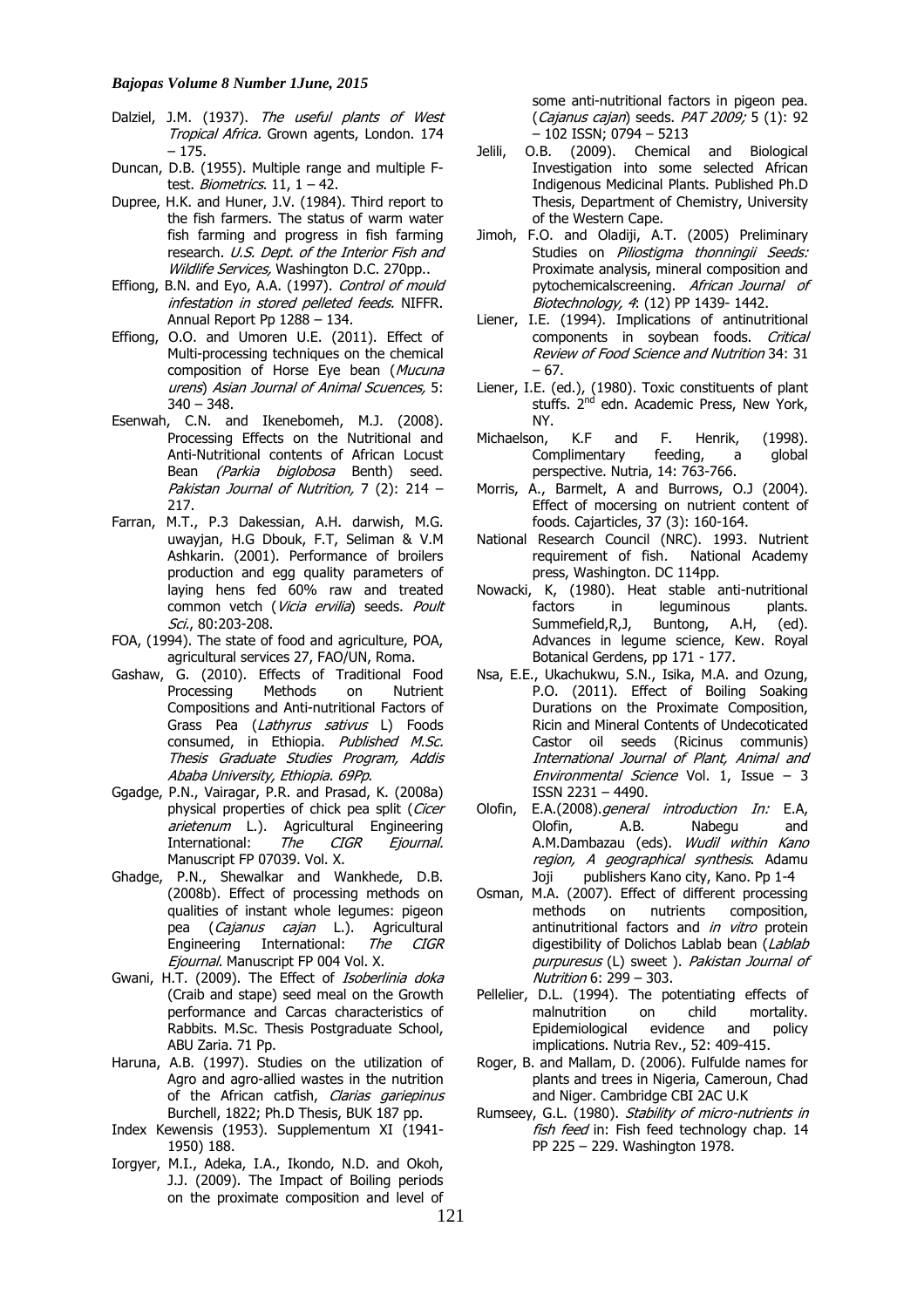Dalziel, J.M. (1937). *The useful plants of West Tropical Africa.* Grown agents, London. 174 – 175.

Duncan, D.B. (1955). Multiple range and multiple F-test. *Biometrics.* 11, 1 – 42.

Dupree, H.K. and Huner, J.V. (1984). Third report to the fish farmers. The status of warm water fish farming and progress in fish farming research. *U.S. Dept. of the Interior Fish and Wildlife Services,* Washington D.C. 270pp..

Effiong, B.N. and Eyo, A.A. (1997). *Control of mould infestation in stored pelleted feeds.* NIFFR. Annual Report Pp 1288 – 134.

Effiong, O.O. and Umoren U.E. (2011). Effect of Multi-processing techniques on the chemical composition of Horse Eye bean (*Mucuna urens*) *Asian Journal of Animal Scuences,* 5: 340 – 348.

Esenwah, C.N. and Ikenebomeh, M.J. (2008). Processing Effects on the Nutritional and Anti-Nutritional contents of African Locust Bean *(Parkia biglobosa* Benth) seed. *Pakistan Journal of Nutrition,* 7 (2): 214 – 217.

Farran, M.T., P.3 Dakessian, A.H. darwish, M.G. uwayjan, H.G Dbouk, F.T, Seliman & V.M Ashkarin. (2001). Performance of broilers production and egg quality parameters of laying hens fed 60% raw and treated common vetch (*Vicia ervilia*) seeds. *Poult Sci.*, 80:203-208.

FOA, (1994). The state of food and agriculture, POA, agricultural services 27, FAO/UN, Roma.

Gashaw, G. (2010). Effects of Traditional Food Processing Methods on Nutrient Compositions and Anti-nutritional Factors of Grass Pea (*Lathyrus sativus* L) Foods consumed, in Ethiopia. *Published M.Sc. Thesis Graduate Studies Program, Addis Ababa University, Ethiopia. 69Pp*.

Ggadge, P.N., Vairagar, P.R. and Prasad, K. (2008a) physical properties of chick pea split (*Cicer arietenum* L.). Agricultural Engineering International: *The CIGR Ejournal.* Manuscript FP 07039. Vol. X.

Ghadge, P.N., Shewalkar and Wankhede, D.B. (2008b). Effect of processing methods on qualities of instant whole legumes: pigeon pea (*Cajanus cajan* L.). Agricultural Engineering International: *The CIGR Ejournal.* Manuscript FP 004 Vol. X.

Gwani, H.T. (2009). The Effect of *Isoberlinia doka* (Craib and stape) seed meal on the Growth performance and Carcas characteristics of Rabbits. M.Sc. Thesis Postgraduate School, ABU Zaria. 71 Pp.

Haruna, A.B. (1997). Studies on the utilization of Agro and agro-allied wastes in the nutrition of the African catfish, *Clarias gariepinus* Burchell, 1822; Ph.D Thesis, BUK 187 pp.

Index Kewensis (1953). Supplementum XI (1941-1950) 188.

Iorgyer, M.I., Adeka, I.A., Ikondo, N.D. and Okoh, J.J. (2009). The Impact of Boiling periods on the proximate composition and level of some anti-nutritional factors in pigeon pea. (*Cajanus cajan*) seeds. *PAT 2009;* 5 (1): 92 – 102 ISSN; 0794 – 5213

Jelili, O.B. (2009). Chemical and Biological Investigation into some selected African Indigenous Medicinal Plants. Published Ph.D Thesis, Department of Chemistry, University of the Western Cape.

Jimoh, F.O. and Oladiji, A.T. (2005) Preliminary Studies on *Piliostigma thonningii Seeds:* Proximate analysis, mineral composition and pytochemicalscreening. *African Journal of Biotechnology, 4*: (12) PP 1439- 1442.

Liener, I.E. (1994). Implications of antinutritional components in soybean foods. *Critical Review of Food Science and Nutrition* 34: 31 – 67.

Liener, I.E. (ed.), (1980). Toxic constituents of plant stuffs. 2nd edn. Academic Press, New York, NY.

Michaelson, K.F and F. Henrik, (1998). Complimentary feeding, a global perspective. Nutria, 14: 763-766.

Morris, A., Barmelt, A and Burrows, O.J (2004). Effect of mocersing on nutrient content of foods. Cajarticles, 37 (3): 160-164.

National Research Council (NRC). 1993. Nutrient requirement of fish. National Academy press, Washington. DC 114pp.

Nowacki, K, (1980). Heat stable anti-nutritional factors in leguminous plants. Summefield,R,J, Buntong, A.H, (ed). Advances in legume science, Kew. Royal Botanical Gerdens, pp 171 - 177.

Nsa, E.E., Ukachukwu, S.N., Isika, M.A. and Ozung, P.O. (2011). Effect of Boiling Soaking Durations on the Proximate Composition, Ricin and Mineral Contents of Undecoticated Castor oil seeds (Ricinus communis) *International Journal of Plant, Animal and Environmental Science* Vol. 1, Issue – 3 ISSN 2231 – 4490.

Olofin, E.A.(2008).*general introduction In:* E.A, Olofin, A.B. Nabegu and A.M.Dambazau (eds). *Wudil within Kano region, A geographical synthesis*. Adamu Joji publishers Kano city, Kano. Pp 1-4

Osman, M.A. (2007). Effect of different processing methods on nutrients composition, antinutritional factors and *in vitro* protein digestibility of Dolichos Lablab bean (*Lablab purpuresus* (L) sweet ). *Pakistan Journal of Nutrition* 6: 299 – 303.

Pellelier, D.L. (1994). The potentiating effects of malnutrition on child mortality. Epidemiological evidence and policy implications. Nutria Rev., 52: 409-415.

Roger, B. and Mallam, D. (2006). Fulfulde names for plants and trees in Nigeria, Cameroun, Chad and Niger. Cambridge CBI 2AC U.K

Rumseey, G.L. (1980). *Stability of micro-nutrients in fish feed* in: Fish feed technology chap. 14 PP 225 – 229. Washington 1978.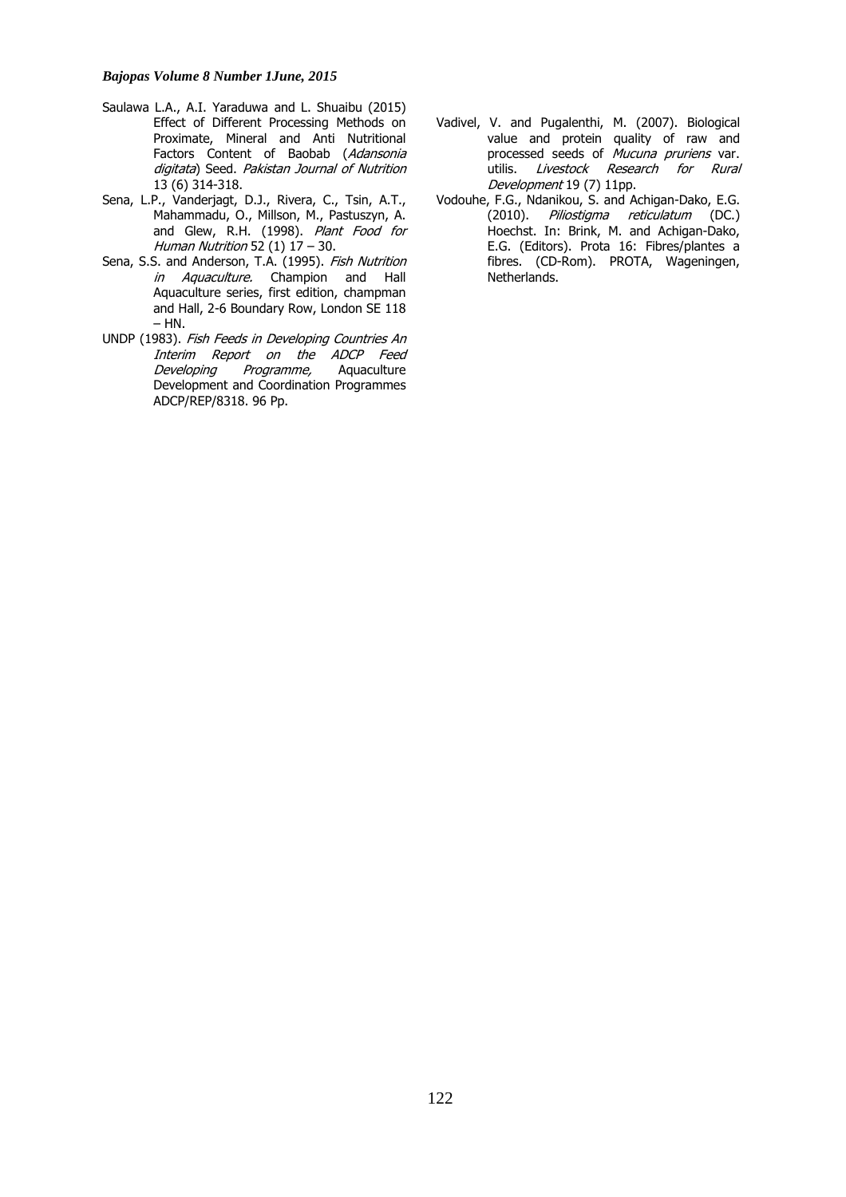Saulawa L.A., A.I. Yaraduwa and L. Shuaibu (2015) Effect of Different Processing Methods on Proximate, Mineral and Anti Nutritional Factors Content of Baobab (*Adansonia digitata*) Seed. *Pakistan Journal of Nutrition* 13 (6) 314-318.

Sena, L.P., Vanderjagt, D.J., Rivera, C., Tsin, A.T., Mahammadu, O., Millson, M., Pastuszyn, A. and Glew, R.H. (1998). *Plant Food for Human Nutrition* 52 (1) 17 – 30.

Sena, S.S. and Anderson, T.A. (1995). *Fish Nutrition in Aquaculture.* Champion and Hall Aquaculture series, first edition, champman and Hall, 2-6 Boundary Row, London SE 118 – HN.

UNDP (1983). *Fish Feeds in Developing Countries An Interim Report on the ADCP Feed Developing Programme,* Aquaculture Development and Coordination Programmes ADCP/REP/8318. 96 Pp.

Vadivel, V. and Pugalenthi, M. (2007). Biological value and protein quality of raw and processed seeds of *Mucuna pruriens* var. utilis. *Livestock Research for Rural Development* 19 (7) 11pp.

Vodouhe, F.G., Ndanikou, S. and Achigan-Dako, E.G. (2010). *Piliostigma reticulatum* (DC.) Hoechst. In: Brink, M. and Achigan-Dako, E.G. (Editors). Prota 16: Fibres/plantes a fibres. (CD-Rom). PROTA, Wageningen, Netherlands.